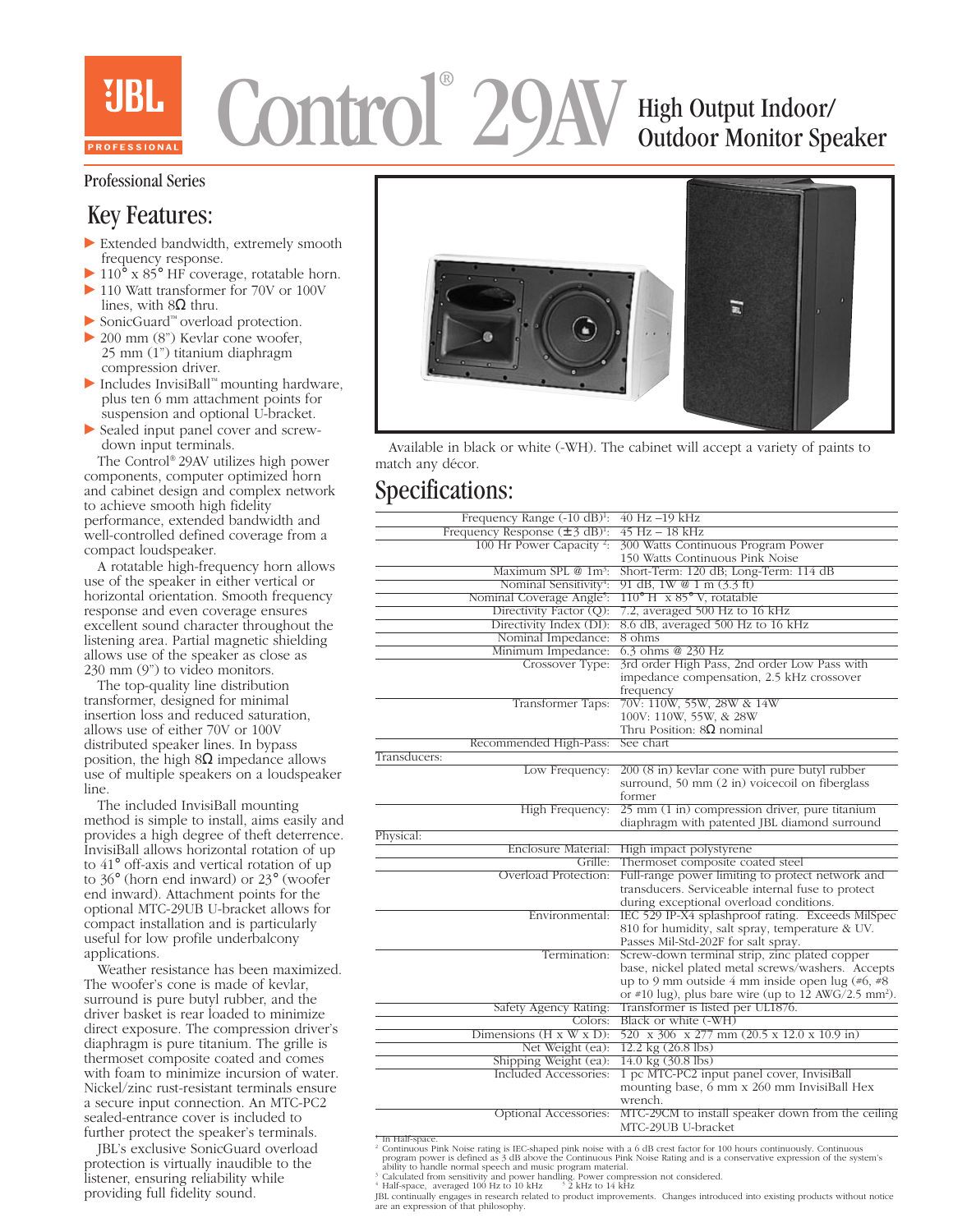# JBL Professional Control® 29AV

## High Output Indoor/ Outdoor Monitor Speaker

Professional Series

## Key Features:

- Extended bandwidth, extremely smooth frequency response.
- 110° x 85° HF coverage, rotatable horn.
- 110 Watt transformer for 70V or 100V lines, with 8Ω thru.
- SonicGuard™ overload protection.
- 200 mm (8") Kevlar cone woofer, 25 mm (1") titanium diaphragm compression driver.
- Includes InvisiBall™ mounting hardware, plus ten 6 mm attachment points for suspension and optional U-bracket.
- Sealed input panel cover and screw-down input terminals.

The Control® 29AV utilizes high power components, computer optimized horn and cabinet design and complex network to achieve smooth high fidelity performance, extended bandwidth and well-controlled defined coverage from a compact loudspeaker.

A rotatable high-frequency horn allows use of the speaker in either vertical or horizontal orientation. Smooth frequency response and even coverage ensures excellent sound character throughout the listening area. Partial magnetic shielding allows use of the speaker as close as 230 mm (9") to video monitors.

The top-quality line distribution transformer, designed for minimal insertion loss and reduced saturation, allows use of either 70V or 100V distributed speaker lines. In bypass position, the high 8Ω impedance allows use of multiple speakers on a loudspeaker line.

The included InvisiBall mounting method is simple to install, aims easily and provides a high degree of theft deterrence. InvisiBall allows horizontal rotation of up to 41° off-axis and vertical rotation of up to 36° (horn end inward) or 23° (woofer end inward). Attachment points for the optional MTC-29UB U-bracket allows for compact installation and is particularly useful for low profile underbalcony applications.

Weather resistance has been maximized. The woofer's cone is made of kevlar, surround is pure butyl rubber, and the driver basket is rear loaded to minimize direct exposure. The compression driver's diaphragm is pure titanium. The grille is thermoset composite coated and comes with foam to minimize incursion of water. Nickel/zinc rust-resistant terminals ensure a secure input connection. An MTC-PC2 sealed-entrance cover is included to further protect the speaker's terminals.

JBL's exclusive SonicGuard overload protection is virtually inaudible to the listener, ensuring reliability while providing full fidelity sound.

Available in black or white (-WH). The cabinet will accept a variety of paints to match any décor.

## Specifications:

| | |
|---|---|
| Frequency Range (-10 dB)[1]: | 40 Hz –19 kHz |
| Frequency Response (±3 dB)[1]: | 45 Hz – 18 kHz |
| 100 Hr Power Capacity [2]: | 300 Watts Continuous Program Power<br>150 Watts Continuous Pink Noise |
| Maximum SPL @ 1m[3]: | Short-Term: 120 dB; Long-Term: 114 dB |
| Nominal Sensitivity[4]: | 91 dB, 1W @ 1 m (3.3 ft) |
| Nominal Coverage Angle[5]: | 110° H x 85° V, rotatable |
| Directivity Factor (Q): | 7.2, averaged 500 Hz to 16 kHz |
| Directivity Index (DI): | 8.6 dB, averaged 500 Hz to 16 kHz |
| Nominal Impedance: | 8 ohms |
| Minimum Impedance: | 6.3 ohms @ 230 Hz |
| Crossover Type: | 3rd order High Pass, 2nd order Low Pass with impedance compensation, 2.5 kHz crossover frequency |
| Transformer Taps: | 70V: 110W, 55W, 28W & 14W<br>100V: 110W, 55W, & 28W<br>Thru Position: 8Ω nominal |
| Recommended High-Pass: | See chart |
| **Transducers:** | |
| Low Frequency: | 200 (8 in) kevlar cone with pure butyl rubber surround, 50 mm (2 in) voicecoil on fiberglass former |
| High Frequency: | 25 mm (1 in) compression driver, pure titanium diaphragm with patented JBL diamond surround |
| **Physical:** | |
| Enclosure Material: | High impact polystyrene |
| Grille: | Thermoset composite coated steel |
| Overload Protection: | Full-range power limiting to protect network and transducers. Serviceable internal fuse to protect during exceptional overload conditions. |
| Environmental: | IEC 529 IP-X4 splashproof rating. Exceeds MilSpec 810 for humidity, salt spray, temperature & UV. Passes Mil-Std-202F for salt spray. |
| Termination: | Screw-down terminal strip, zinc plated copper base, nickel plated metal screws/washers. Accepts up to 9 mm outside 4 mm inside open lug (#6, #8 or #10 lug), plus bare wire (up to 12 AWG/2.5 mm²). |
| Safety Agency Rating: | Transformer is listed per UL1876. |
| Colors: | Black or white (-WH) |
| Dimensions (H x W x D): | 520 x 306 x 277 mm (20.5 x 12.0 x 10.9 in) |
| Net Weight (ea): | 12.2 kg (26.8 lbs) |
| Shipping Weight (ea): | 14.0 kg (30.8 lbs) |
| Included Accessories: | 1 pc MTC-PC2 input panel cover, InvisiBall mounting base, 6 mm x 260 mm InvisiBall Hex wrench. |
| Optional Accessories: | MTC-29CM to install speaker down from the ceiling<br>MTC-29UB U-bracket |

[1] In Half-space.
[2] Continuous Pink Noise rating is IEC-shaped pink noise with a 6 dB crest factor for 100 hours continuously. Continuous program power is defined as 3 dB above the Continuous Pink Noise Rating and is a conservative expression of the system's ability to handle normal speech and music program material.
[3] Calculated from sensitivity and power handling. Power compression not considered.
[4] Half-space, averaged 100 Hz to 10 kHz [5] 2 kHz to 14 kHz

JBL continually engages in research related to product improvements. Changes introduced into existing products without notice are an expression of that philosophy.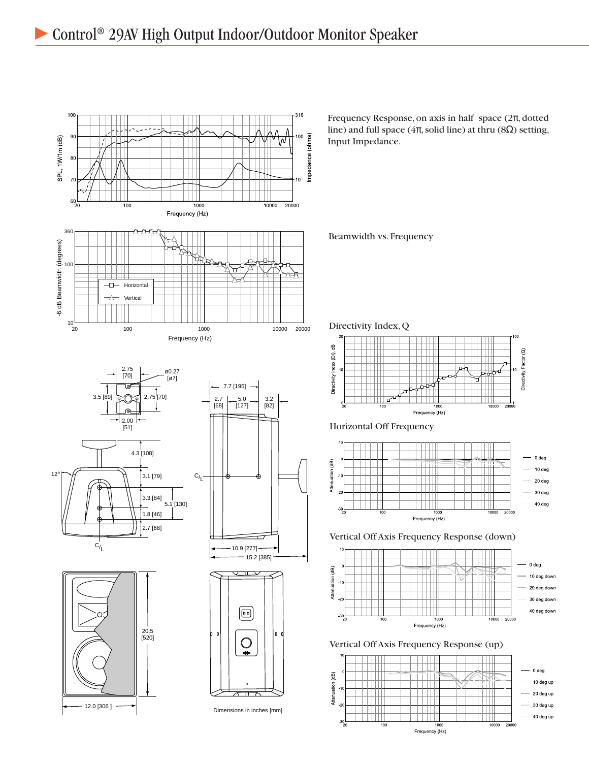# Control® 29AV High Output Indoor/Outdoor Monitor Speaker

Frequency Response, on axis in half space (2π, dotted line) and full space (4π, solid line) at thru (8Ω) setting, Input Impedance.

Beamwidth vs. Frequency

Directivity Index, Q

Horizontal Off Frequency

Vertical Off Axis Frequency Response (down)

Vertical Off Axis Frequency Response (up)

Dimensions in inches [mm]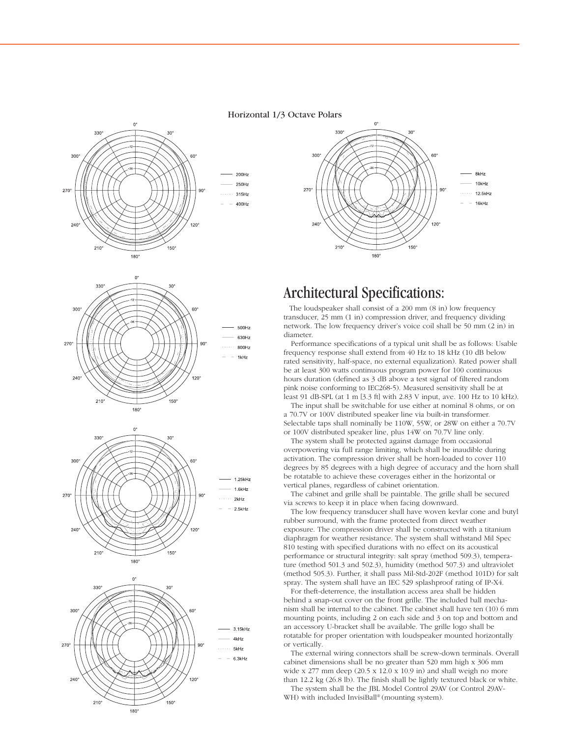Horizontal 1/3 Octave Polars

200Hz
250Hz
315Hz
400Hz

8kHz
10kHz
12.5kHz
16kHz

500Hz
630Hz
800Hz
1kHz

1.25kHz
1.6kHz
2kHz
2.5kHz

3.15kHz
4kHz
5kHz
6.3kHz

# Architectual Specifications:

The loudspeaker shall consist of a 200 mm (8 in) low frequency transducer, 25 mm (1 in) compression driver, and frequency dividing network. The low frequency driver's voice coil shall be 50 mm (2 in) in diameter.

Performance specifications of a typical unit shall be as follows: Usable frequency response shall extend from 40 Hz to 18 kHz (10 dB below rated sensitivity, half-space, no external equalization). Rated power shall be at least 300 watts continuous program power for 100 continuous hours duration (defined as 3 dB above a test signal of filtered random pink noise conforming to IEC268-5). Measured sensitivity shall be at least 91 dB-SPL (at 1 m [3.3 ft] with 2.83 V input, ave. 100 Hz to 10 kHz).

The input shall be switchable for use either at nominal 8 ohms, or on a 70.7V or 100V distributed speaker line via built-in transformer. Selectable taps shall nominally be 110W, 55W, or 28W on either a 70.7V or 100V distributed speaker line, plus 14W on 70.7V line only.

The system shall be protected against damage from occasional overpowering via full range limiting, which shall be inaudible during activation. The compression driver shall be horn-loaded to cover 110 degrees by 85 degrees with a high degree of accuracy and the horn shall be rotatable to achieve these coverages either in the horizontal or vertical planes, regardless of cabinet orientation.

The cabinet and grille shall be paintable. The grille shall be secured via screws to keep it in place when facing downward.

The low frequency transducer shall have woven kevlar cone and butyl rubber surround, with the frame protected from direct weather exposure. The compression driver shall be constructed with a titanium diaphragm for weather resistance. The system shall withstand Mil Spec 810 testing with specified durations with no effect on its acoustical performance or structural integrity: salt spray (method 509.3), temperature (method 501.3 and 502.3), humidity (method 507.3) and ultraviolet (method 505.3). Further, it shall pass Mil-Std-202F (method 101D) for salt spray. The system shall have an IEC 529 splashproof rating of IP-X4.

For theft-deterrence, the installation access area shall be hidden behind a snap-out cover on the front grille. The included ball mechanism shall be internal to the cabinet. The cabinet shall have ten (10) 6 mm mounting points, including 2 on each side and 3 on top and bottom and an accessory U-bracket shall be available. The grille logo shall be rotatable for proper orientation with loudspeaker mounted horizontally or vertically.

The external wiring connectors shall be screw-down terminals. Overall cabinet dimensions shall be no greater than 520 mm high x 306 mm wide x 277 mm deep (20.5 x 12.0 x 10.9 in) and shall weigh no more than 12.2 kg (26.8 lb). The finish shall be lightly textured black or white.

The system shall be the JBL Model Control 29AV (or Control 29AV-WH) with included InvisiBall® (mounting system).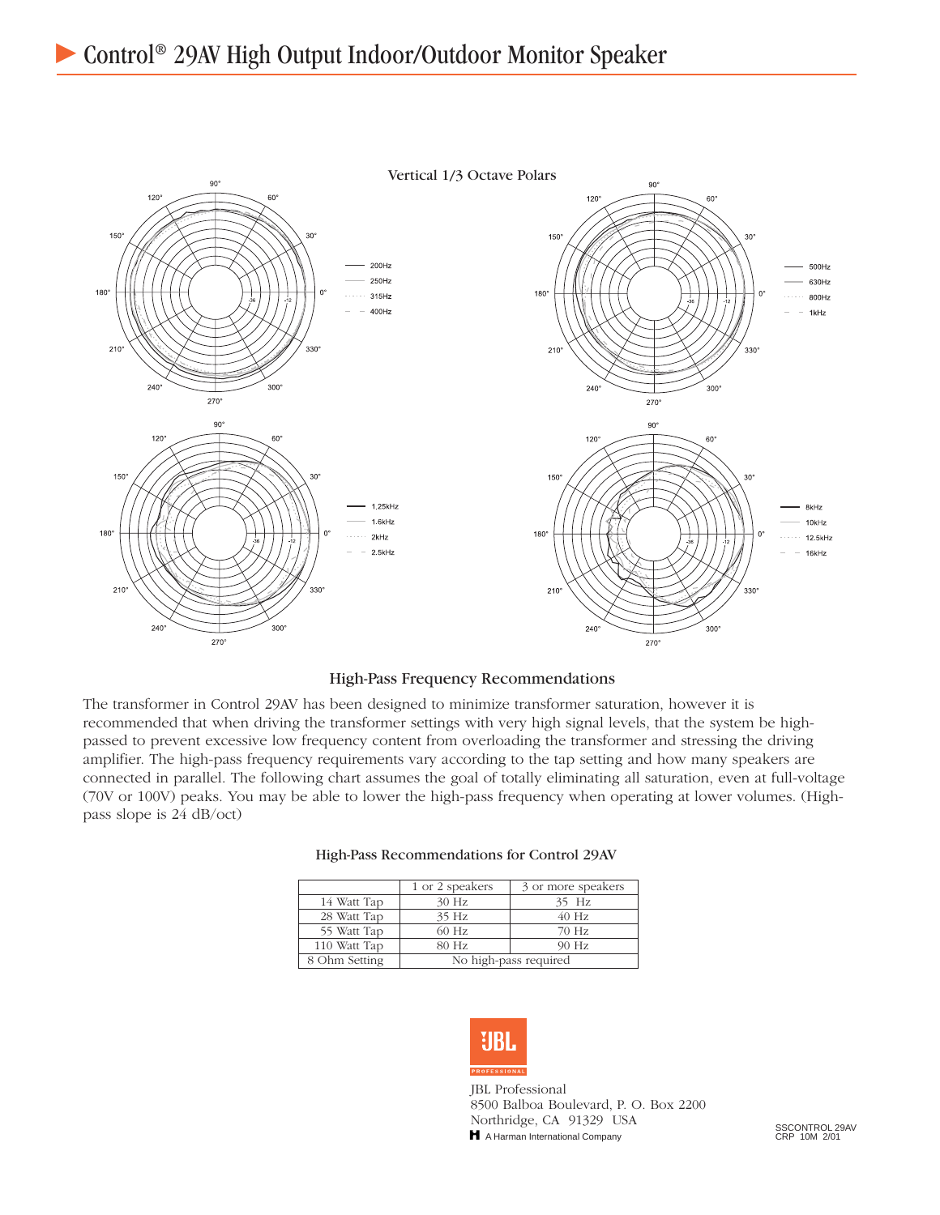# Control® 29AV High Output Indoor/Outdoor Monitor Speaker

## Vertical 1/3 Octave Polars

90°
120°
60°
150°
30°
180°
0°
-36
-12
210°
330°
240°
300°
270°

200Hz
250Hz
315Hz
400Hz

90°
120°
60°
150°
30°
180°
0°
-36
-12
210°
330°
240°
300°
270°

500Hz
630Hz
800Hz
1kHz

90°
120°
60°
150°
30°
180°
0°
-36
-12
210°
330°
240°
300°
270°

1.25kHz
1.6kHz
2kHz
2.5kHz

90°
120°
60°
150°
30°
180°
0°
-36
-12
210°
330°
240°
300°
270°

8kHz
10kHz
12.5kHz
16kHz

## High-Pass Frequency Recommendations

The transformer in Control 29AV has been designed to minimize transformer saturation, however it is recommended that when driving the transformer settings with very high signal levels, that the system be high-passed to prevent excessive low frequency content from overloading the transformer and stressing the driving amplifier. The high-pass frequency requirements vary according to the tap setting and how many speakers are connected in parallel. The following chart assumes the goal of totally eliminating all saturation, even at full-voltage (70V or 100V) peaks. You may be able to lower the high-pass frequency when operating at lower volumes. (High-pass slope is 24 dB/oct)

### High-Pass Recommendations for Control 29AV

| | 1 or 2 speakers | 3 or more speakers |
|---|---|---|
| 14 Watt Tap | 30 Hz | 35 Hz |
| 28 Watt Tap | 35 Hz | 40 Hz |
| 55 Watt Tap | 60 Hz | 70 Hz |
| 110 Watt Tap | 80 Hz | 90 Hz |
| 8 Ohm Setting | No high-pass required | |

JBL PROFESSIONAL

JBL Professional
8500 Balboa Boulevard, P. O. Box 2200
Northridge, CA 91329 USA
A Harman International Company

SSCONTROL 29AV
CRP 10M 2/01